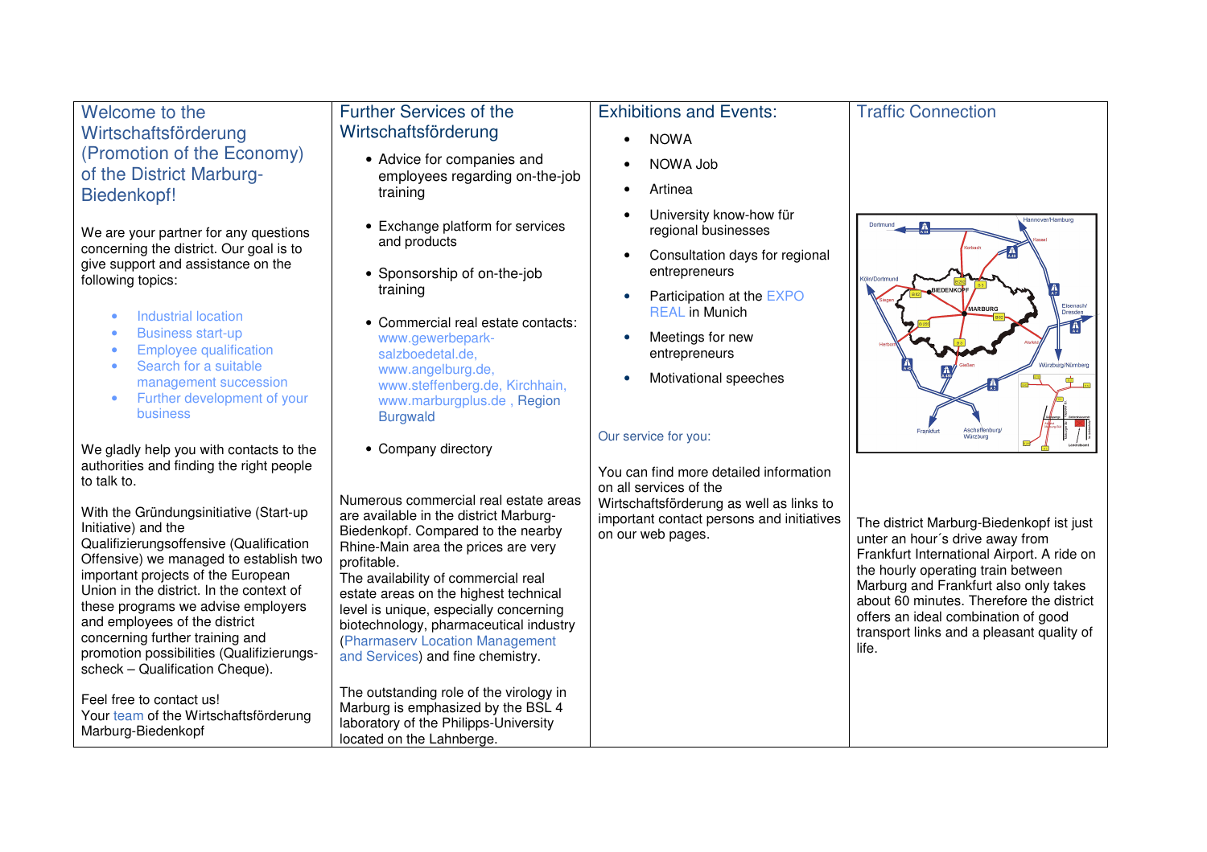## Welcome to the Wirtschaftsförderung (Promotion of the Economy) of the District Marburg-Biedenkopf!

We are your partner for any questions concerning the district. Our goal is to give support and assistance on the following topics:

- Industrial location
- Business start-up
- Employee qualification
- Search for a suitable management succession
- Further development of your business

We gladly help you with contacts to the authorities and finding the right people to talk to.

With the Gründungsinitiative (Start-up Initiative) and the Qualifizierungsoffensive (Qualification Offensive) we managed to establish two important projects of the European Union in the district. In the context of these programs we advise employers and employees of the district concerning further training and promotion possibilities (Qualifizierungs-scheck – Qualification Cheque).

Feel free to contact us!
Your team of the Wirtschaftsförderung Marburg-Biedenkopf

## Further Services of the Wirtschaftsförderung

- Advice for companies and employees regarding on-the-job training
- Exchange platform for services and products
- Sponsorship of on-the-job training
- Commercial real estate contacts: www.gewerbepark-salzboedetal.de, www.angelburg.de, www.steffenberg.de, Kirchhain, www.marburgplus.de , Region Burgwald
- Company directory

Numerous commercial real estate areas are available in the district Marburg-Biedenkopf. Compared to the nearby Rhine-Main area the prices are very profitable.
The availability of commercial real estate areas on the highest technical level is unique, especially concerning biotechnology, pharmaceutical industry (Pharmaserv Location Management and Services) and fine chemistry.

The outstanding role of the virology in Marburg is emphasized by the BSL 4 laboratory of the Philipps-University located on the Lahnberge.

## Exhibitions and Events:

- NOWA
- NOWA Job
- Artinea
- University know-how für regional businesses
- Consultation days for regional entrepreneurs
- Participation at the EXPO REAL in Munich
- Meetings for new entrepreneurs
- Motivational speeches

Our service for you:

You can find more detailed information on all services of the Wirtschaftsförderung as well as links to important contact persons and initiatives on our web pages.

## Traffic Connection

Dortmund
Hannover/Hamburg
Kassel
Korbach
Köln/Dortmund
BIEDENKOPF
MARBURG
Siegen
Eisenach/Dresden
Herborn
Alsfeld
Gießen
Würzburg/Nürnberg
Frankfurt
Aschaffenburg/Würzburg

The district Marburg-Biedenkopf ist just unter an hour´s drive away from Frankfurt International Airport. A ride on the hourly operating train between Marburg and Frankfurt also only takes about 60 minutes. Therefore the district offers an ideal combination of good transport links and a pleasant quality of life.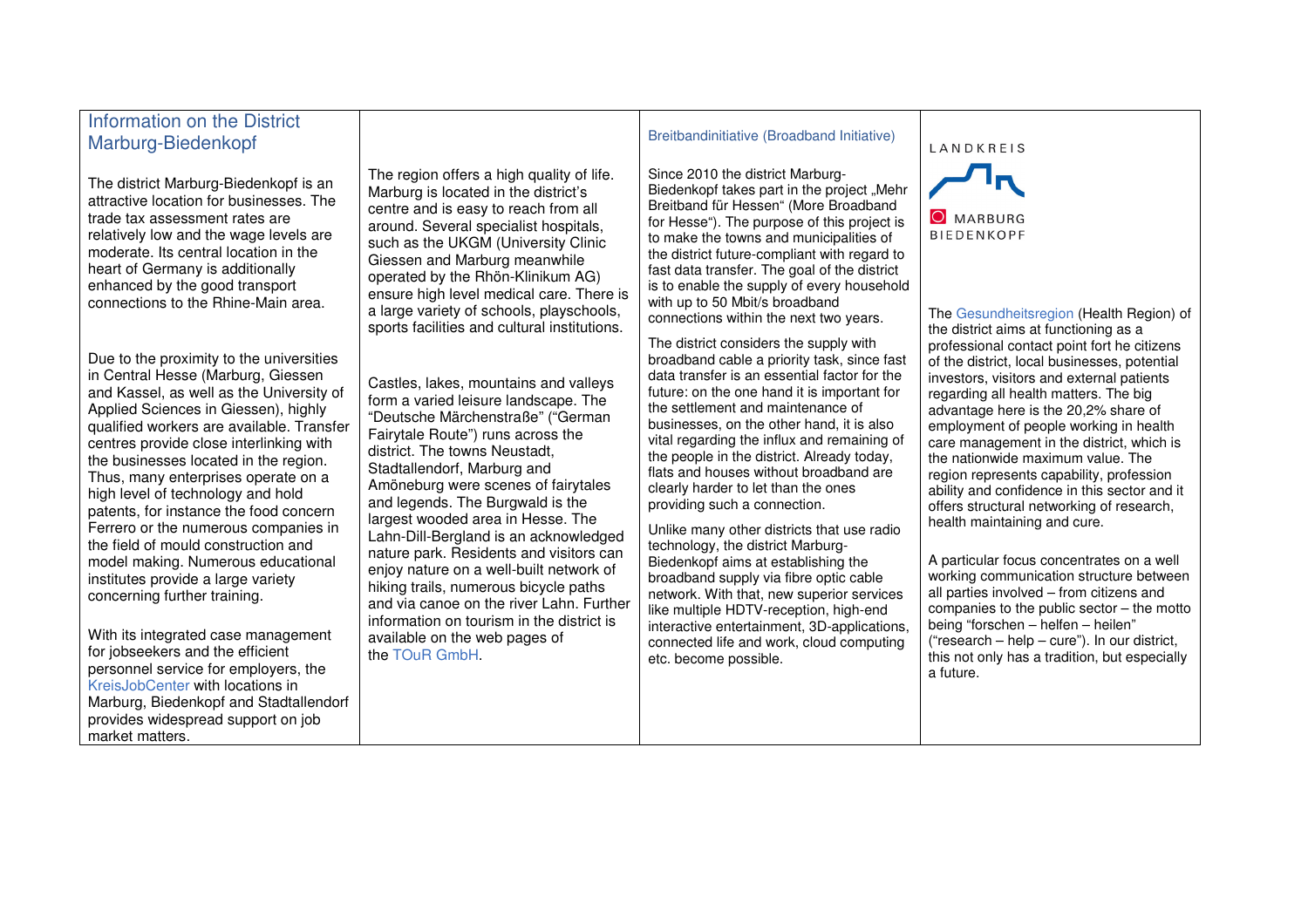## Information on the District Marburg-Biedenkopf

The district Marburg-Biedenkopf is an attractive location for businesses. The trade tax assessment rates are relatively low and the wage levels are moderate. Its central location in the heart of Germany is additionally enhanced by the good transport connections to the Rhine-Main area.

Due to the proximity to the universities in Central Hesse (Marburg, Giessen and Kassel, as well as the University of Applied Sciences in Giessen), highly qualified workers are available. Transfer centres provide close interlinking with the businesses located in the region. Thus, many enterprises operate on a high level of technology and hold patents, for instance the food concern Ferrero or the numerous companies in the field of mould construction and model making. Numerous educational institutes provide a large variety concerning further training.

With its integrated case management for jobseekers and the efficient personnel service for employers, the KreisJobCenter with locations in Marburg, Biedenkopf and Stadtallendorf provides widespread support on job market matters.

The region offers a high quality of life. Marburg is located in the district's centre and is easy to reach from all around. Several specialist hospitals, such as the UKGM (University Clinic Giessen and Marburg meanwhile operated by the Rhön-Klinikum AG) ensure high level medical care. There is a large variety of schools, playschools, sports facilities and cultural institutions.

Castles, lakes, mountains and valleys form a varied leisure landscape. The "Deutsche Märchenstraße" ("German Fairytale Route") runs across the district. The towns Neustadt, Stadtallendorf, Marburg and Amöneburg were scenes of fairytales and legends. The Burgwald is the largest wooded area in Hesse. The Lahn-Dill-Bergland is an acknowledged nature park. Residents and visitors can enjoy nature on a well-built network of hiking trails, numerous bicycle paths and via canoe on the river Lahn. Further information on tourism in the district is available on the web pages of the TOuR GmbH.

### Breitbandinitiative (Broadband Initiative)

Since 2010 the district Marburg-Biedenkopf takes part in the project „Mehr Breitband für Hessen" (More Broadband for Hesse"). The purpose of this project is to make the towns and municipalities of the district future-compliant with regard to fast data transfer. The goal of the district is to enable the supply of every household with up to 50 Mbit/s broadband connections within the next two years.

The district considers the supply with broadband cable a priority task, since fast data transfer is an essential factor for the future: on the one hand it is important for the settlement and maintenance of businesses, on the other hand, it is also vital regarding the influx and remaining of the people in the district. Already today, flats and houses without broadband are clearly harder to let than the ones providing such a connection.

Unlike many other districts that use radio technology, the district Marburg-Biedenkopf aims at establishing the broadband supply via fibre optic cable network. With that, new superior services like multiple HDTV-reception, high-end interactive entertainment, 3D-applications, connected life and work, cloud computing etc. become possible.

LANDKREIS MARBURG BIEDENKOPF

The Gesundheitsregion (Health Region) of the district aims at functioning as a professional contact point fort he citizens of the district, local businesses, potential investors, visitors and external patients regarding all health matters. The big advantage here is the 20,2% share of employment of people working in health care management in the district, which is the nationwide maximum value. The region represents capability, profession ability and confidence in this sector and it offers structural networking of research, health maintaining and cure.

A particular focus concentrates on a well working communication structure between all parties involved – from citizens and companies to the public sector – the motto being "forschen – helfen – heilen" ("research – help – cure"). In our district, this not only has a tradition, but especially a future.